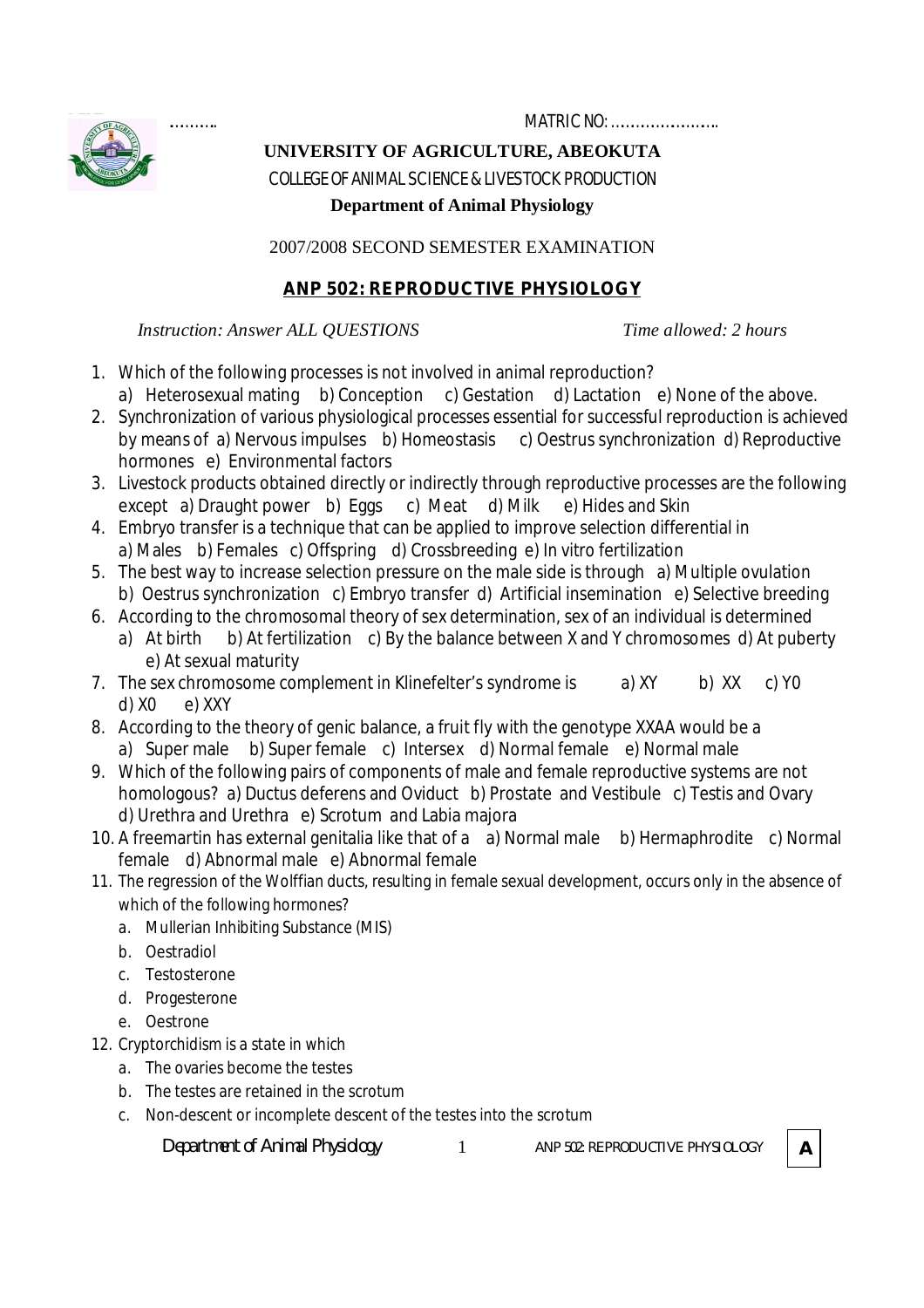………. MATRIC NO: ………………….

# UNIVERSITY OF AGRICULTURE, ABEOKUTA

COLLEGE OF ANIMAL SCIENCE & LIVESTOCK PRODUCTION

**Department of Animal Physiology**

2007/2008 SECOND SEMESTER EXAMINATION

## ANP 502: REPRODUCTIVE PHYSIOLOGY

*Instruction: Answer ALL QUESTIONS* *Time allowed: 2 hours*

1. Which of the following processes is not involved in animal reproduction?
   a) Heterosexual mating b) Conception c) Gestation d) Lactation e) None of the above.
2. Synchronization of various physiological processes essential for successful reproduction is achieved by means of a) Nervous impulses b) Homeostasis c) Oestrus synchronization d) Reproductive hormones e) Environmental factors
3. Livestock products obtained directly or indirectly through reproductive processes are the following except a) Draught power b) Eggs c) Meat d) Milk e) Hides and Skin
4. Embryo transfer is a technique that can be applied to improve selection differential in
   a) Males b) Females c) Offspring d) Crossbreeding e) In vitro fertilization
5. The best way to increase selection pressure on the male side is through a) Multiple ovulation
   b) Oestrus synchronization c) Embryo transfer d) Artificial insemination e) Selective breeding
6. According to the chromosomal theory of sex determination, sex of an individual is determined
   a) At birth b) At fertilization c) By the balance between X and Y chromosomes d) At puberty
   e) At sexual maturity
7. The sex chromosome complement in Klinefelter's syndrome is a) XY b) XX c) Y0
   d) X0 e) XXY
8. According to the theory of genic balance, a fruit fly with the genotype XXAA would be a
   a) Super male b) Super female c) Intersex d) Normal female e) Normal male
9. Which of the following pairs of components of male and female reproductive systems are not homologous? a) Ductus deferens and Oviduct b) Prostate and Vestibule c) Testis and Ovary
   d) Urethra and Urethra e) Scrotum and Labia majora
10. A freemartin has external genitalia like that of a a) Normal male b) Hermaphrodite c) Normal female d) Abnormal male e) Abnormal female
11. The regression of the Wolffian ducts, resulting in female sexual development, occurs only in the absence of which of the following hormones?
    a. Mullerian Inhibiting Substance (MIS)
    b. Oestradiol
    c. Testosterone
    d. Progesterone
    e. Oestrone
12. Cryptorchidism is a state in which
    a. The ovaries become the testes
    b. The testes are retained in the scrotum
    c. Non-descent or incomplete descent of the testes into the scrotum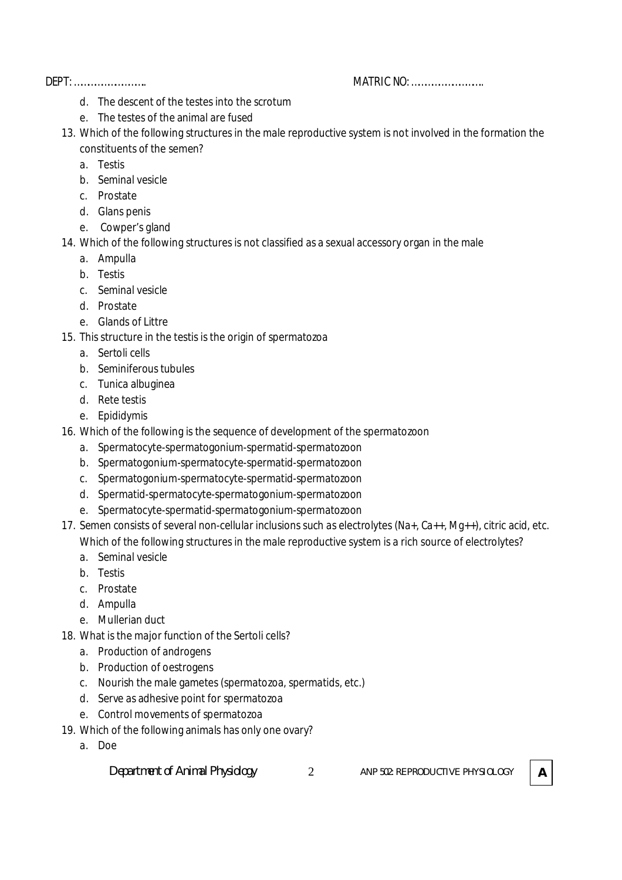DEPT: ………………….. MATRIC NO: …………………..

   d. The descent of the testes into the scrotum
   e. The testes of the animal are fused

13. Which of the following structures in the male reproductive system is not involved in the formation the constituents of the semen?
    a. Testis
    b. Seminal vesicle
    c. Prostate
    d. Glans penis
    e. Cowper's gland
14. Which of the following structures is not classified as a sexual accessory organ in the male
    a. Ampulla
    b. Testis
    c. Seminal vesicle
    d. Prostate
    e. Glands of Littre
15. This structure in the testis is the origin of spermatozoa
    a. Sertoli cells
    b. Seminiferous tubules
    c. Tunica albuginea
    d. Rete testis
    e. Epididymis
16. Which of the following is the sequence of development of the spermatozoon
    a. Spermatocyte-spermatogonium-spermatid-spermatozoon
    b. Spermatogonium-spermatocyte-spermatid-spermatozoon
    c. Spermatogonium-spermatocyte-spermatid-spermatozoon
    d. Spermatid-spermatocyte-spermatogonium-spermatozoon
    e. Spermatocyte-spermatid-spermatogonium-spermatozoon
17. Semen consists of several non-cellular inclusions such as electrolytes ($Na^{+}$, $Ca^{++}$, $Mg^{++}$), citric acid, etc. Which of the following structures in the male reproductive system is a rich source of electrolytes?
    a. Seminal vesicle
    b. Testis
    c. Prostate
    d. Ampulla
    e. Mullerian duct
18. What is the major function of the Sertoli cells?
    a. Production of androgens
    b. Production of oestrogens
    c. Nourish the male gametes (spermatozoa, spermatids, etc.)
    d. Serve as adhesive point for spermatozoa
    e. Control movements of spermatozoa
19. Which of the following animals has only one ovary?
    a. Doe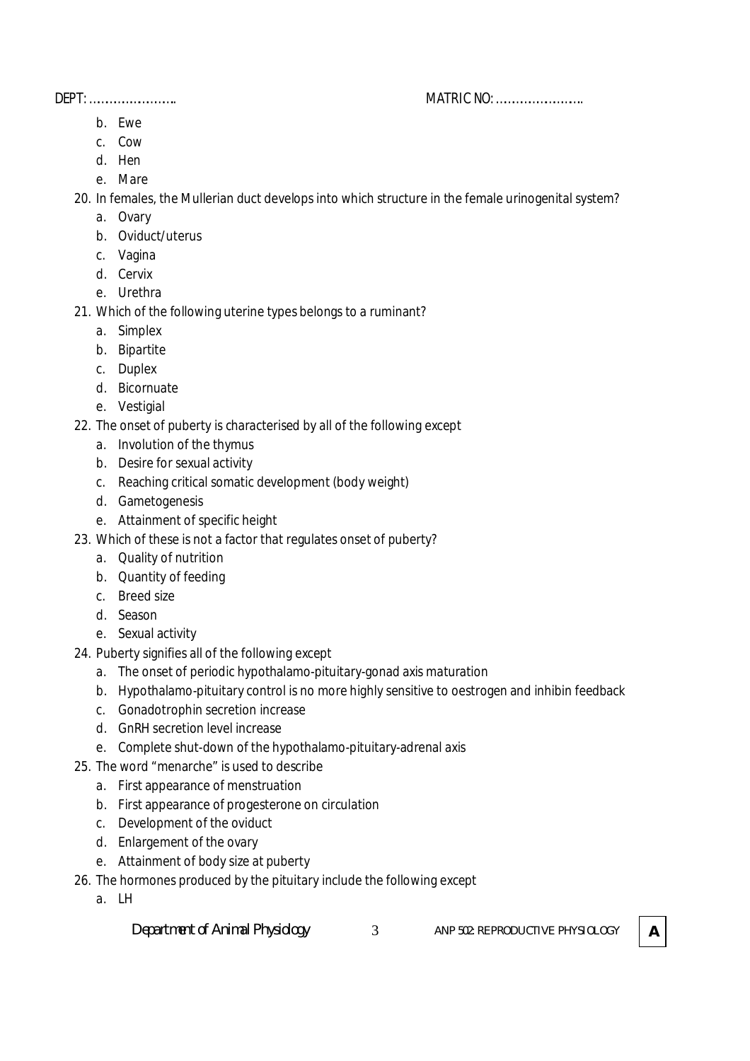DEPT: ………………….. MATRIC NO: …………………..

b. Ewe
c. Cow
d. Hen
e. Mare

20. In females, the Mullerian duct develops into which structure in the female urinogenital system?
    a. Ovary
    b. Oviduct/uterus
    c. Vagina
    d. Cervix
    e. Urethra
21. Which of the following uterine types belongs to a ruminant?
    a. Simplex
    b. Bipartite
    c. Duplex
    d. Bicornuate
    e. Vestigial
22. The onset of puberty is characterised by all of the following except
    a. Involution of the thymus
    b. Desire for sexual activity
    c. Reaching critical somatic development (body weight)
    d. Gametogenesis
    e. Attainment of specific height
23. Which of these is not a factor that regulates onset of puberty?
    a. Quality of nutrition
    b. Quantity of feeding
    c. Breed size
    d. Season
    e. Sexual activity
24. Puberty signifies all of the following except
    a. The onset of periodic hypothalamo-pituitary-gonad axis maturation
    b. Hypothalamo-pituitary control is no more highly sensitive to oestrogen and inhibin feedback
    c. Gonadotrophin secretion increase
    d. GnRH secretion level increase
    e. Complete shut-down of the hypothalamo-pituitary-adrenal axis
25. The word "menarche" is used to describe
    a. First appearance of menstruation
    b. First appearance of progesterone on circulation
    c. Development of the oviduct
    d. Enlargement of the ovary
    e. Attainment of body size at puberty
26. The hormones produced by the pituitary include the following except
    a. LH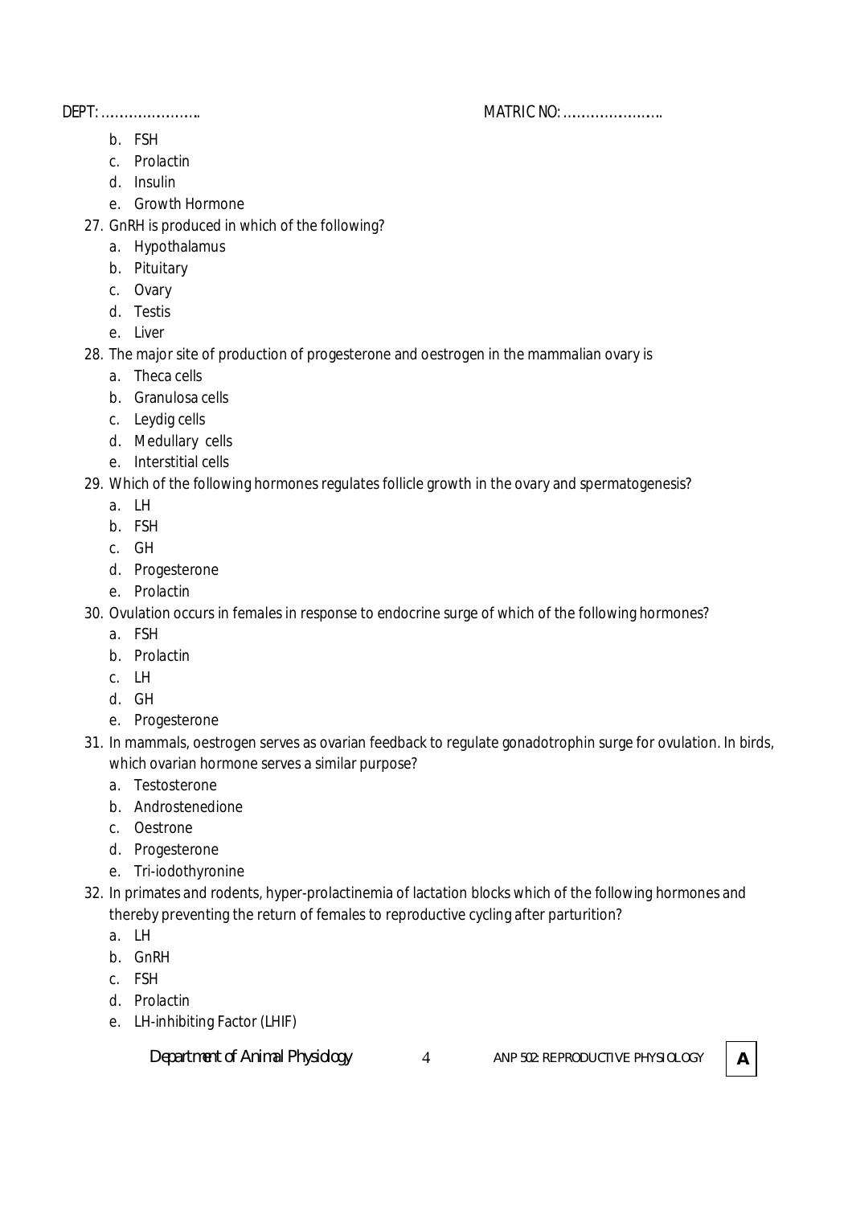DEPT: ………………….. MATRIC NO: …………………..

   b. FSH
   c. Prolactin
   d. Insulin
   e. Growth Hormone

27. GnRH is produced in which of the following?
   a. Hypothalamus
   b. Pituitary
   c. Ovary
   d. Testis
   e. Liver

28. The major site of production of progesterone and oestrogen in the mammalian ovary is
   a. Theca cells
   b. Granulosa cells
   c. Leydig cells
   d. Medullary cells
   e. Interstitial cells

29. Which of the following hormones regulates follicle growth in the ovary and spermatogenesis?
   a. LH
   b. FSH
   c. GH
   d. Progesterone
   e. Prolactin

30. Ovulation occurs in females in response to endocrine surge of which of the following hormones?
   a. FSH
   b. Prolactin
   c. LH
   d. GH
   e. Progesterone

31. In mammals, oestrogen serves as ovarian feedback to regulate gonadotrophin surge for ovulation. In birds, which ovarian hormone serves a similar purpose?
   a. Testosterone
   b. Androstenedione
   c. Oestrone
   d. Progesterone
   e. Tri-iodothyronine

32. In primates and rodents, hyper-prolactinemia of lactation blocks which of the following hormones and thereby preventing the return of females to reproductive cycling after parturition?
   a. LH
   b. GnRH
   c. FSH
   d. Prolactin
   e. LH-inhibiting Factor (LHIF)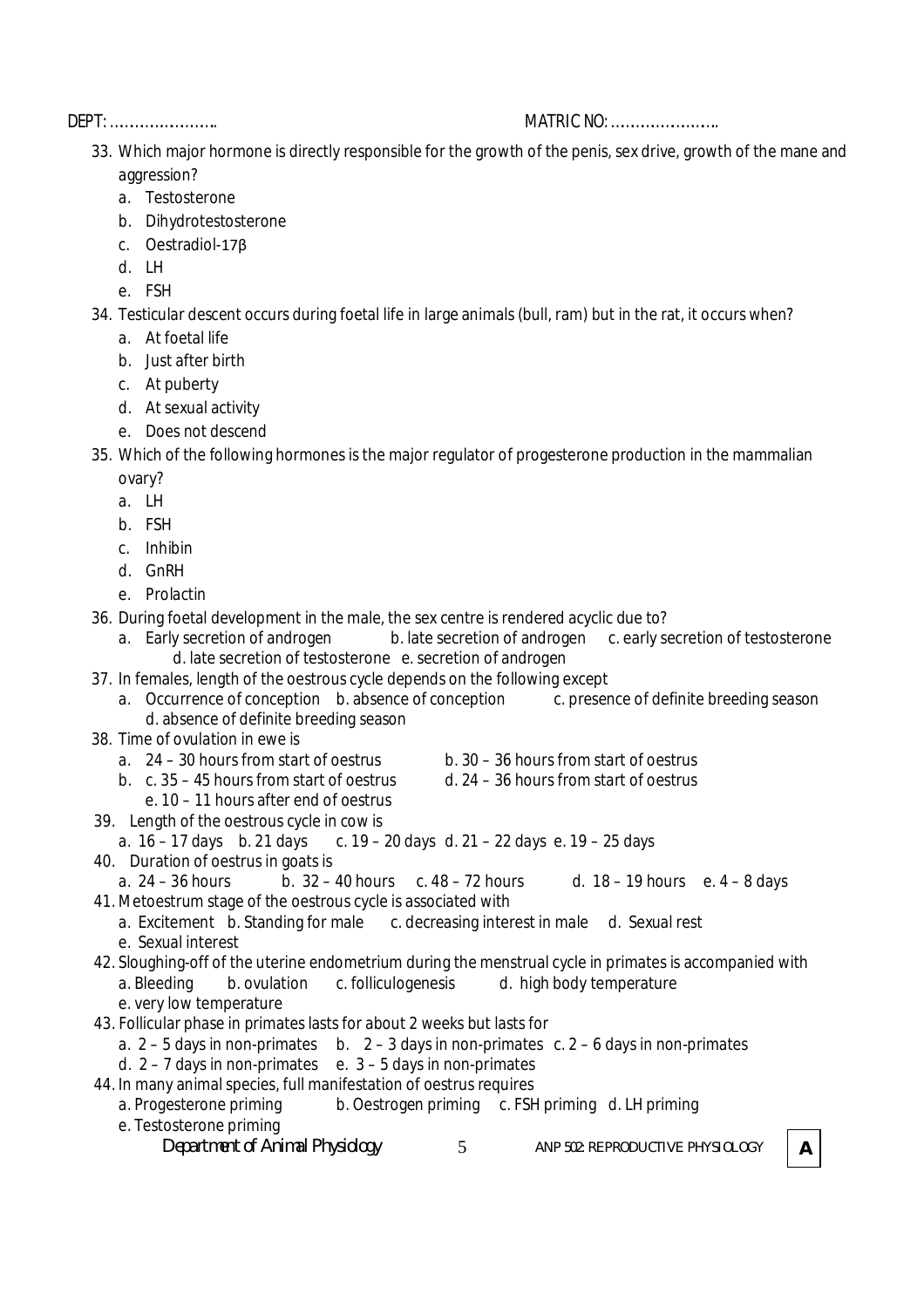DEPT: ………………….. MATRIC NO: …………………..

33. Which major hormone is directly responsible for the growth of the penis, sex drive, growth of the mane and aggression?
    a. Testosterone
    b. Dihydrotestosterone
    c. Oestradiol-17β
    d. LH
    e. FSH

34. Testicular descent occurs during foetal life in large animals (bull, ram) but in the rat, it occurs when?
    a. At foetal life
    b. Just after birth
    c. At puberty
    d. At sexual activity
    e. Does not descend

35. Which of the following hormones is the major regulator of progesterone production in the mammalian ovary?
    a. LH
    b. FSH
    c. Inhibin
    d. GnRH
    e. Prolactin

36. During foetal development in the male, the sex centre is rendered acyclic due to?
    a. Early secretion of androgen b. late secretion of androgen c. early secretion of testosterone d. late secretion of testosterone e. secretion of androgen

37. In females, length of the oestrous cycle depends on the following except
    a. Occurrence of conception b. absence of conception c. presence of definite breeding season d. absence of definite breeding season

38. Time of ovulation in ewe is
    a. 24 – 30 hours from start of oestrus b. 30 – 36 hours from start of oestrus
    b. c. 35 – 45 hours from start of oestrus d. 24 – 36 hours from start of oestrus e. 10 – 11 hours after end of oestrus

39. Length of the oestrous cycle in cow is
    a. 16 – 17 days b. 21 days c. 19 – 20 days d. 21 – 22 days e. 19 – 25 days

40. Duration of oestrus in goats is
    a. 24 – 36 hours b. 32 – 40 hours c. 48 – 72 hours d. 18 – 19 hours e. 4 – 8 days

41. Metoestrum stage of the oestrous cycle is associated with
    a. Excitement b. Standing for male c. decreasing interest in male d. Sexual rest e. Sexual interest

42. Sloughing-off of the uterine endometrium during the menstrual cycle in primates is accompanied with
    a. Bleeding b. ovulation c. folliculogenesis d. high body temperature e. very low temperature

43. Follicular phase in primates lasts for about 2 weeks but lasts for
    a. 2 – 5 days in non-primates b. 2 – 3 days in non-primates c. 2 – 6 days in non-primates d. 2 – 7 days in non-primates e. 3 – 5 days in non-primates

44. In many animal species, full manifestation of oestrus requires
    a. Progesterone priming b. Oestrogen priming c. FSH priming d. LH priming e. Testosterone priming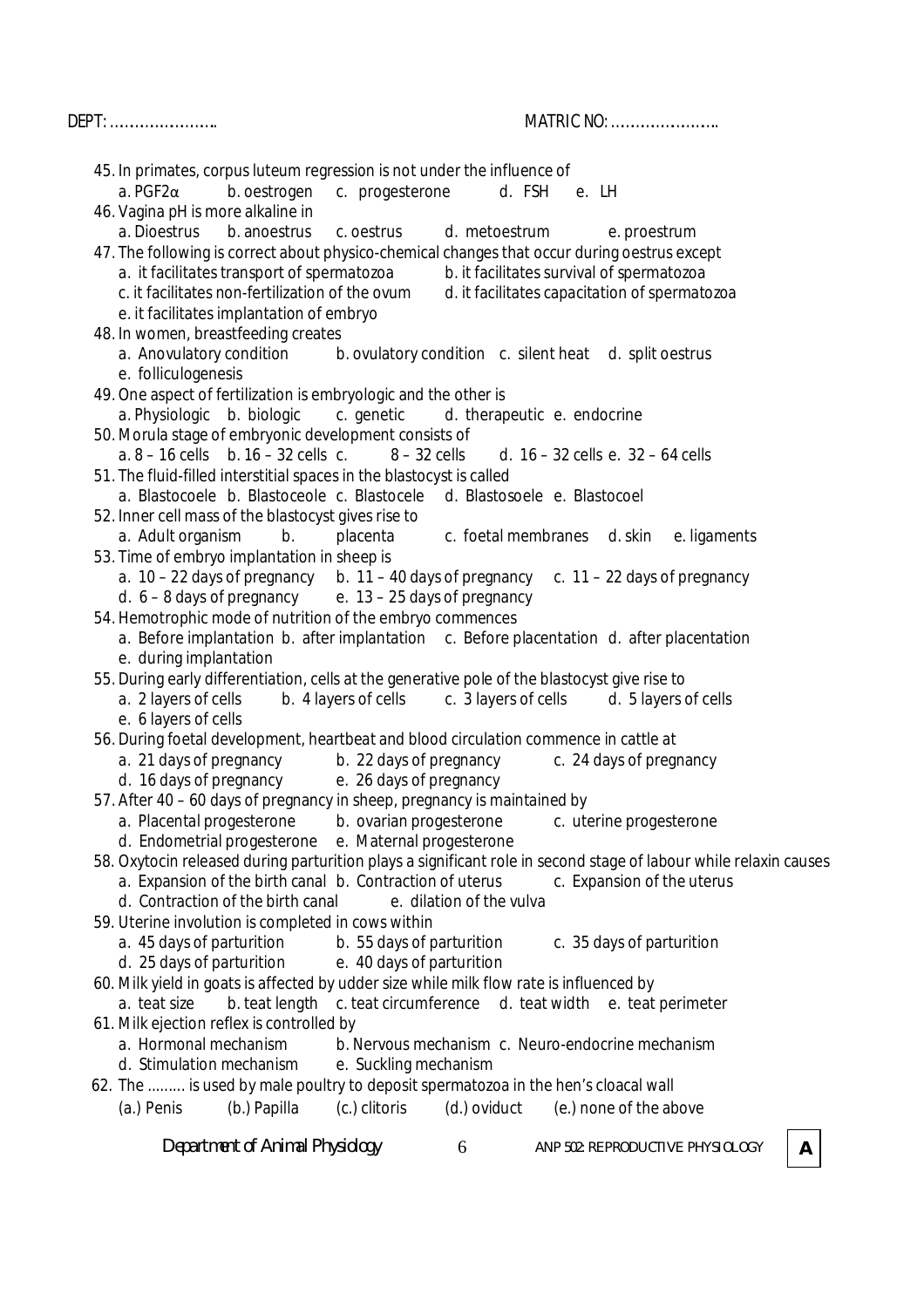DEPT: …………………. MATRIC NO: ………………….

45. In primates, corpus luteum regression is not under the influence of
    a. PGF2α b. oestrogen c. progesterone d. FSH e. LH
46. Vagina pH is more alkaline in
    a. Dioestrus b. anoestrus c. oestrus d. metoestrum e. proestrum
47. The following is correct about physico-chemical changes that occur during oestrus except
    a. it facilitates transport of spermatozoa b. it facilitates survival of spermatozoa
    c. it facilitates non-fertilization of the ovum d. it facilitates capacitation of spermatozoa
    e. it facilitates implantation of embryo
48. In women, breastfeeding creates
    a. Anovulatory condition b. ovulatory condition c. silent heat d. split oestrus
    e. folliculogenesis
49. One aspect of fertilization is embryologic and the other is
    a. Physiologic b. biologic c. genetic d. therapeutic e. endocrine
50. Morula stage of embryonic development consists of
    a. 8 – 16 cells b. 16 – 32 cells c. 8 – 32 cells d. 16 – 32 cells e. 32 – 64 cells
51. The fluid-filled interstitial spaces in the blastocyst is called
    a. Blastocoele b. Blastoceole c. Blastocele d. Blastosoele e. Blastocoel
52. Inner cell mass of the blastocyst gives rise to
    a. Adult organism b. placenta c. foetal membranes d. skin e. ligaments
53. Time of embryo implantation in sheep is
    a. 10 – 22 days of pregnancy b. 11 – 40 days of pregnancy c. 11 – 22 days of pregnancy
    d. 6 – 8 days of pregnancy e. 13 – 25 days of pregnancy
54. Hemotrophic mode of nutrition of the embryo commences
    a. Before implantation b. after implantation c. Before placentation d. after placentation
    e. during implantation
55. During early differentiation, cells at the generative pole of the blastocyst give rise to
    a. 2 layers of cells b. 4 layers of cells c. 3 layers of cells d. 5 layers of cells
    e. 6 layers of cells
56. During foetal development, heartbeat and blood circulation commence in cattle at
    a. 21 days of pregnancy b. 22 days of pregnancy c. 24 days of pregnancy
    d. 16 days of pregnancy e. 26 days of pregnancy
57. After 40 – 60 days of pregnancy in sheep, pregnancy is maintained by
    a. Placental progesterone b. ovarian progesterone c. uterine progesterone
    d. Endometrial progesterone e. Maternal progesterone
58. Oxytocin released during parturition plays a significant role in second stage of labour while relaxin causes
    a. Expansion of the birth canal b. Contraction of uterus c. Expansion of the uterus
    d. Contraction of the birth canal e. dilation of the vulva
59. Uterine involution is completed in cows within
    a. 45 days of parturition b. 55 days of parturition c. 35 days of parturition
    d. 25 days of parturition e. 40 days of parturition
60. Milk yield in goats is affected by udder size while milk flow rate is influenced by
    a. teat size b. teat length c. teat circumference d. teat width e. teat perimeter
61. Milk ejection reflex is controlled by
    a. Hormonal mechanism b. Nervous mechanism c. Neuro-endocrine mechanism
    d. Stimulation mechanism e. Suckling mechanism
62. The ……… is used by male poultry to deposit spermatozoa in the hen's cloacal wall
    (a.) Penis (b.) Papilla (c.) clitoris (d.) oviduct (e.) none of the above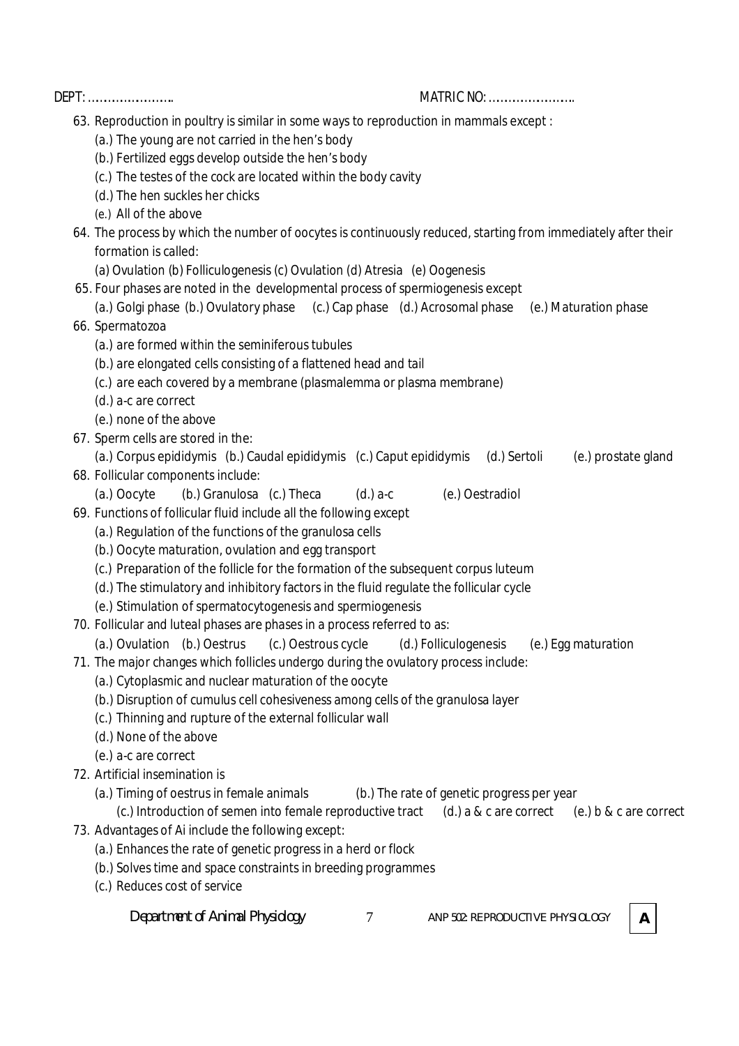DEPT: ………………….. MATRIC NO: …………………..

63. Reproduction in poultry is similar in some ways to reproduction in mammals except :
    (a.) The young are not carried in the hen's body
    (b.) Fertilized eggs develop outside the hen's body
    (c.) The testes of the cock are located within the body cavity
    (d.) The hen suckles her chicks
    (e.) All of the above
64. The process by which the number of oocytes is continuously reduced, starting from immediately after their formation is called:
    (a) Ovulation (b) Folliculogenesis (c) Ovulation (d) Atresia (e) Oogenesis
65. Four phases are noted in the developmental process of spermiogenesis except
    (a.) Golgi phase (b.) Ovulatory phase (c.) Cap phase (d.) Acrosomal phase (e.) Maturation phase
66. Spermatozoa
    (a.) are formed within the seminiferous tubules
    (b.) are elongated cells consisting of a flattened head and tail
    (c.) are each covered by a membrane (plasmalemma or plasma membrane)
    (d.) a-c are correct
    (e.) none of the above
67. Sperm cells are stored in the:
    (a.) Corpus epididymis (b.) Caudal epididymis (c.) Caput epididymis (d.) Sertoli (e.) prostate gland
68. Follicular components include:
    (a.) Oocyte (b.) Granulosa (c.) Theca (d.) a-c (e.) Oestradiol
69. Functions of follicular fluid include all the following except
    (a.) Regulation of the functions of the granulosa cells
    (b.) Oocyte maturation, ovulation and egg transport
    (c.) Preparation of the follicle for the formation of the subsequent corpus luteum
    (d.) The stimulatory and inhibitory factors in the fluid regulate the follicular cycle
    (e.) Stimulation of spermatocytogenesis and spermiogenesis
70. Follicular and luteal phases are phases in a process referred to as:
    (a.) Ovulation (b.) Oestrus (c.) Oestrous cycle (d.) Folliculogenesis (e.) Egg maturation
71. The major changes which follicles undergo during the ovulatory process include:
    (a.) Cytoplasmic and nuclear maturation of the oocyte
    (b.) Disruption of cumulus cell cohesiveness among cells of the granulosa layer
    (c.) Thinning and rupture of the external follicular wall
    (d.) None of the above
    (e.) a-c are correct
72. Artificial insemination is
    (a.) Timing of oestrus in female animals (b.) The rate of genetic progress per year
    (c.) Introduction of semen into female reproductive tract (d.) a & c are correct (e.) b & c are correct
73. Advantages of Ai include the following except:
    (a.) Enhances the rate of genetic progress in a herd or flock
    (b.) Solves time and space constraints in breeding programmes
    (c.) Reduces cost of service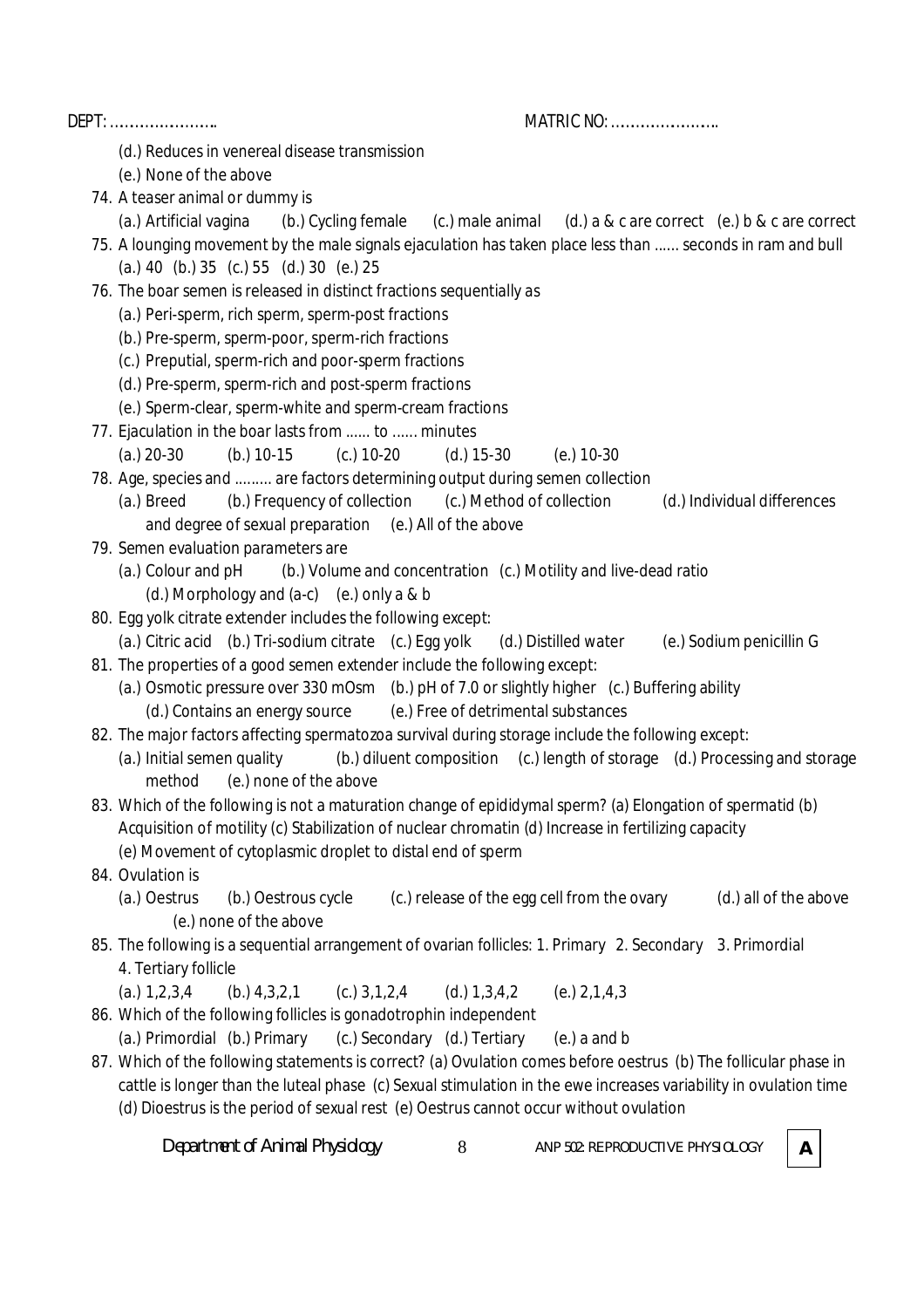DEPT: …………………. MATRIC NO: ………………….

(d.) Reduces in venereal disease transmission
(e.) None of the above

74. A teaser animal or dummy is
(a.) Artificial vagina (b.) Cycling female (c.) male animal (d.) a & c are correct (e.) b & c are correct

75. A lounging movement by the male signals ejaculation has taken place less than …… seconds in ram and bull
(a.) 40 (b.) 35 (c.) 55 (d.) 30 (e.) 25

76. The boar semen is released in distinct fractions sequentially as
(a.) Peri-sperm, rich sperm, sperm-post fractions
(b.) Pre-sperm, sperm-poor, sperm-rich fractions
(c.) Preputial, sperm-rich and poor-sperm fractions
(d.) Pre-sperm, sperm-rich and post-sperm fractions
(e.) Sperm-clear, sperm-white and sperm-cream fractions

77. Ejaculation in the boar lasts from …… to …… minutes
(a.) 20-30 (b.) 10-15 (c.) 10-20 (d.) 15-30 (e.) 10-30

78. Age, species and ……… are factors determining output during semen collection
(a.) Breed (b.) Frequency of collection (c.) Method of collection (d.) Individual differences and degree of sexual preparation (e.) All of the above

79. Semen evaluation parameters are
(a.) Colour and pH (b.) Volume and concentration (c.) Motility and live-dead ratio (d.) Morphology and (a-c) (e.) only a & b

80. Egg yolk citrate extender includes the following except:
(a.) Citric acid (b.) Tri-sodium citrate (c.) Egg yolk (d.) Distilled water (e.) Sodium penicillin G

81. The properties of a good semen extender include the following except:
(a.) Osmotic pressure over 330 mOsm (b.) pH of 7.0 or slightly higher (c.) Buffering ability (d.) Contains an energy source (e.) Free of detrimental substances

82. The major factors affecting spermatozoa survival during storage include the following except:
(a.) Initial semen quality (b.) diluent composition (c.) length of storage (d.) Processing and storage method (e.) none of the above

83. Which of the following is not a maturation change of epididymal sperm? (a) Elongation of spermatid (b) Acquisition of motility (c) Stabilization of nuclear chromatin (d) Increase in fertilizing capacity (e) Movement of cytoplasmic droplet to distal end of sperm

84. Ovulation is
(a.) Oestrus (b.) Oestrous cycle (c.) release of the egg cell from the ovary (d.) all of the above (e.) none of the above

85. The following is a sequential arrangement of ovarian follicles: 1. Primary 2. Secondary 3. Primordial 4. Tertiary follicle
(a.) 1,2,3,4 (b.) 4,3,2,1 (c.) 3,1,2,4 (d.) 1,3,4,2 (e.) 2,1,4,3

86. Which of the following follicles is gonadotrophin independent
(a.) Primordial (b.) Primary (c.) Secondary (d.) Tertiary (e.) a and b

87. Which of the following statements is correct? (a) Ovulation comes before oestrus (b) The follicular phase in cattle is longer than the luteal phase (c) Sexual stimulation in the ewe increases variability in ovulation time (d) Dioestrus is the period of sexual rest (e) Oestrus cannot occur without ovulation

Department of Animal Physiology ANP 502: REPRODUCTIVE PHYSIOLOGY **A**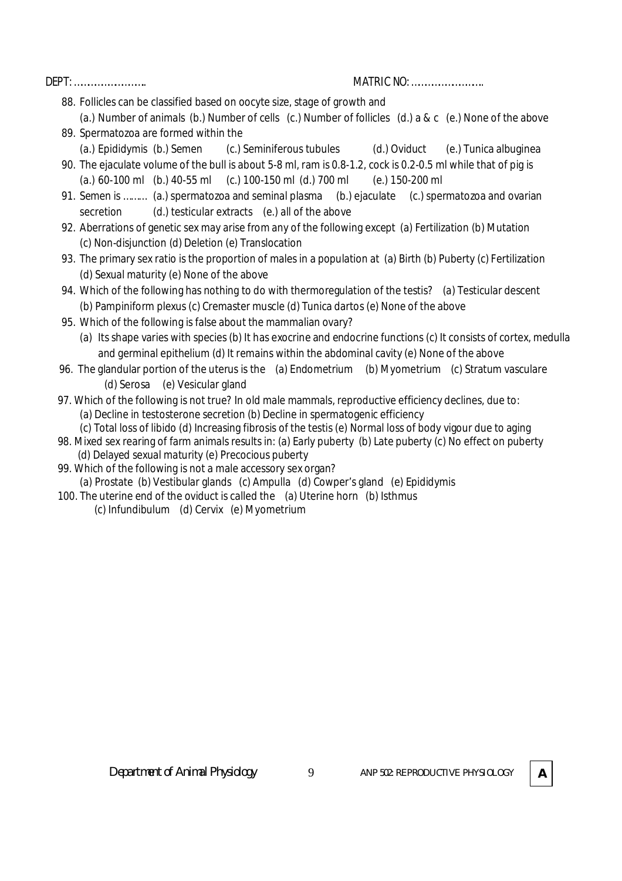DEPT: …………………. MATRIC NO: ………………….

88. Follicles can be classified based on oocyte size, stage of growth and
    (a.) Number of animals (b.) Number of cells (c.) Number of follicles (d.) a & c (e.) None of the above
89. Spermatozoa are formed within the
    (a.) Epididymis (b.) Semen (c.) Seminiferous tubules (d.) Oviduct (e.) Tunica albuginea
90. The ejaculate volume of the bull is about 5-8 ml, ram is 0.8-1.2, cock is 0.2-0.5 ml while that of pig is
    (a.) 60-100 ml (b.) 40-55 ml (c.) 100-150 ml (d.) 700 ml (e.) 150-200 ml
91. Semen is ……… (a.) spermatozoa and seminal plasma (b.) ejaculate (c.) spermatozoa and ovarian secretion (d.) testicular extracts (e.) all of the above
92. Aberrations of genetic sex may arise from any of the following except (a) Fertilization (b) Mutation (c) Non-disjunction (d) Deletion (e) Translocation
93. The primary sex ratio is the proportion of males in a population at (a) Birth (b) Puberty (c) Fertilization (d) Sexual maturity (e) None of the above
94. Which of the following has nothing to do with thermoregulation of the testis? (a) Testicular descent (b) Pampiniform plexus (c) Cremaster muscle (d) Tunica dartos (e) None of the above
95. Which of the following is false about the mammalian ovary?
    (a) Its shape varies with species (b) It has exocrine and endocrine functions (c) It consists of cortex, medulla and germinal epithelium (d) It remains within the abdominal cavity (e) None of the above
96. The glandular portion of the uterus is the (a) Endometrium (b) Myometrium (c) Stratum vasculare (d) Serosa (e) Vesicular gland
97. Which of the following is not true? In old male mammals, reproductive efficiency declines, due to:
    (a) Decline in testosterone secretion (b) Decline in spermatogenic efficiency
    (c) Total loss of libido (d) Increasing fibrosis of the testis (e) Normal loss of body vigour due to aging
98. Mixed sex rearing of farm animals results in: (a) Early puberty (b) Late puberty (c) No effect on puberty (d) Delayed sexual maturity (e) Precocious puberty
99. Which of the following is not a male accessory sex organ?
    (a) Prostate (b) Vestibular glands (c) Ampulla (d) Cowper's gland (e) Epididymis
100. The uterine end of the oviduct is called the (a) Uterine horn (b) Isthmus (c) Infundibulum (d) Cervix (e) Myometrium